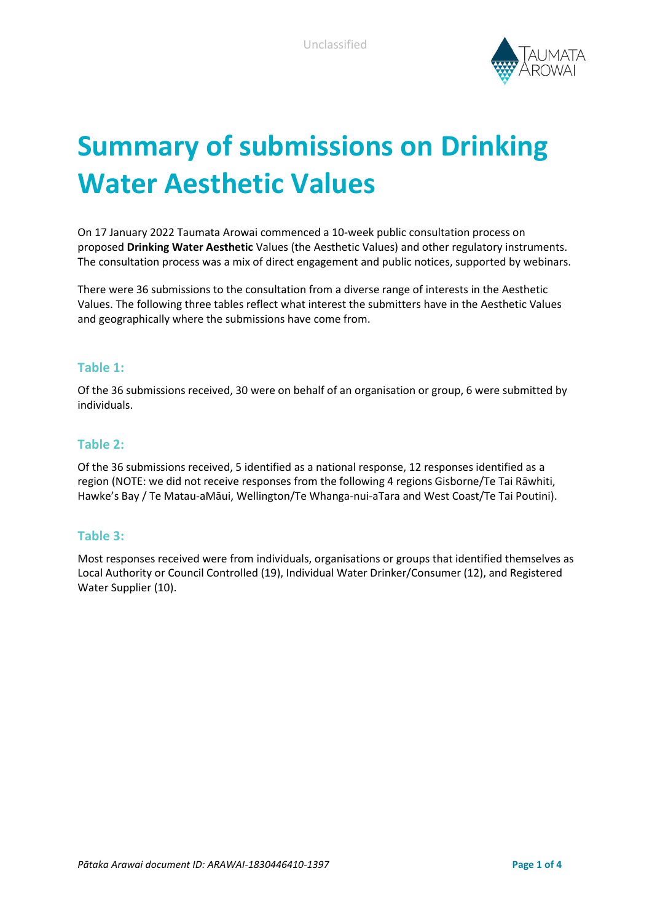# Summary of submissions on Drinking Water Aesthetic Values

On 17 January 2022 Taumata Arowai commenced a 10-week public consultation process on proposed **Drinking Water Aesthetic** Values (the Aesthetic Values) and other regulatory instruments. The consultation process was a mix of direct engagement and public notices, supported by webinars.

There were 36 submissions to the consultation from a diverse range of interests in the Aesthetic Values. The following three tables reflect what interest the submitters have in the Aesthetic Values and geographically where the submissions have come from.

### Table 1:

Of the 36 submissions received, 30 were on behalf of an organisation or group, 6 were submitted by individuals.

### Table 2:

Of the 36 submissions received, 5 identified as a national response, 12 responses identified as a region (NOTE: we did not receive responses from the following 4 regions Gisborne/Te Tai Rāwhiti, Hawke's Bay / Te Matau-aMāui, Wellington/Te Whanga-nui-aTara and West Coast/Te Tai Poutini).

### Table 3:

Most responses received were from individuals, organisations or groups that identified themselves as Local Authority or Council Controlled (19), Individual Water Drinker/Consumer (12), and Registered Water Supplier (10).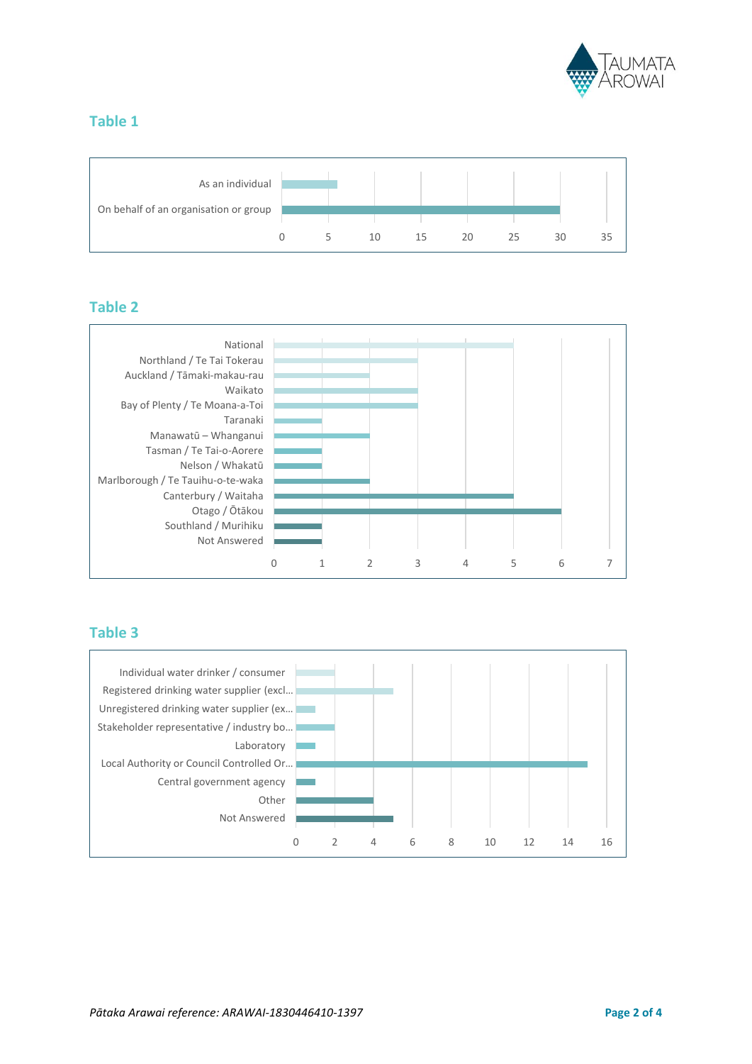## Table 1

| Category | Value |
|---|---|
| As an individual | 6 |
| On behalf of an organisation or group | 30 |

## Table 2

| Region | Value |
|---|---|
| National | 5 |
| Northland / Te Tai Tokerau | 3 |
| Auckland / Tāmaki-makau-rau | 2 |
| Waikato | 3 |
| Bay of Plenty / Te Moana-a-Toi | 3 |
| Taranaki | 1 |
| Manawatū – Whanganui | 2 |
| Tasman / Te Tai-o-Aorere | 1 |
| Nelson / Whakatū | 1 |
| Marlborough / Te Tauihu-o-te-waka | 2 |
| Canterbury / Waitaha | 5 |
| Otago / Ōtākou | 6 |
| Southland / Murihiku | 1 |
| Not Answered | 1 |

## Table 3

| Category | Value |
|---|---|
| Individual water drinker / consumer | 2 |
| Registered drinking water supplier (excl… | 5 |
| Unregistered drinking water supplier (ex… | 1 |
| Stakeholder representative / industry bo… | 2 |
| Laboratory | 1 |
| Local Authority or Council Controlled Or… | 15 |
| Central government agency | 1 |
| Other | 4 |
| Not Answered | 5 |

*Pātaka Arawai reference: ARAWAI-1830446410-1397*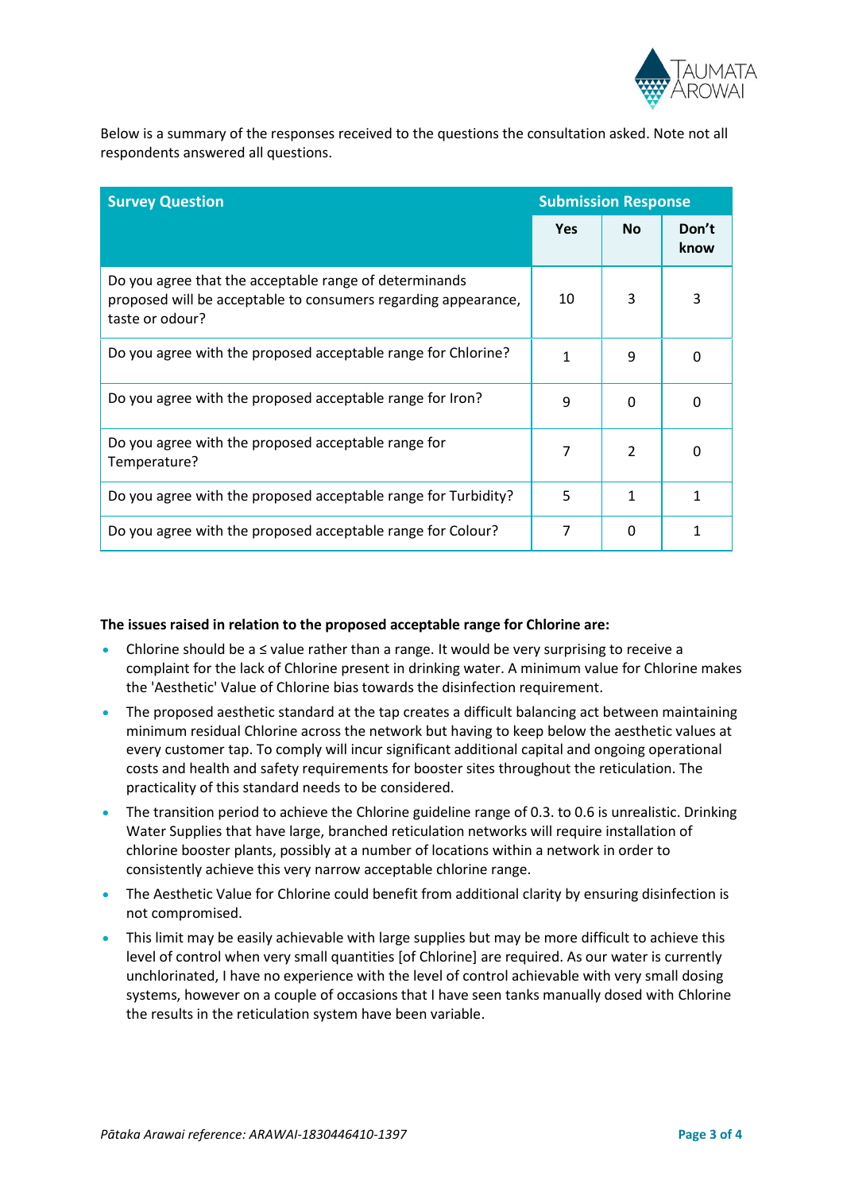Below is a summary of the responses received to the questions the consultation asked. Note not all respondents answered all questions.

| Survey Question | Submission Response | | |
|---|---|---|---|
| | Yes | No | Don't know |
| Do you agree that the acceptable range of determinands proposed will be acceptable to consumers regarding appearance, taste or odour? | 10 | 3 | 3 |
| Do you agree with the proposed acceptable range for Chlorine? | 1 | 9 | 0 |
| Do you agree with the proposed acceptable range for Iron? | 9 | 0 | 0 |
| Do you agree with the proposed acceptable range for Temperature? | 7 | 2 | 0 |
| Do you agree with the proposed acceptable range for Turbidity? | 5 | 1 | 1 |
| Do you agree with the proposed acceptable range for Colour? | 7 | 0 | 1 |

**The issues raised in relation to the proposed acceptable range for Chlorine are:**

- Chlorine should be a ≤ value rather than a range. It would be very surprising to receive a complaint for the lack of Chlorine present in drinking water. A minimum value for Chlorine makes the 'Aesthetic' Value of Chlorine bias towards the disinfection requirement.
- The proposed aesthetic standard at the tap creates a difficult balancing act between maintaining minimum residual Chlorine across the network but having to keep below the aesthetic values at every customer tap. To comply will incur significant additional capital and ongoing operational costs and health and safety requirements for booster sites throughout the reticulation. The practicality of this standard needs to be considered.
- The transition period to achieve the Chlorine guideline range of 0.3. to 0.6 is unrealistic. Drinking Water Supplies that have large, branched reticulation networks will require installation of chlorine booster plants, possibly at a number of locations within a network in order to consistently achieve this very narrow acceptable chlorine range.
- The Aesthetic Value for Chlorine could benefit from additional clarity by ensuring disinfection is not compromised.
- This limit may be easily achievable with large supplies but may be more difficult to achieve this level of control when very small quantities [of Chlorine] are required. As our water is currently unchlorinated, I have no experience with the level of control achievable with very small dosing systems, however on a couple of occasions that I have seen tanks manually dosed with Chlorine the results in the reticulation system have been variable.

*Pātaka Arawai reference: ARAWAI-1830446410-1397*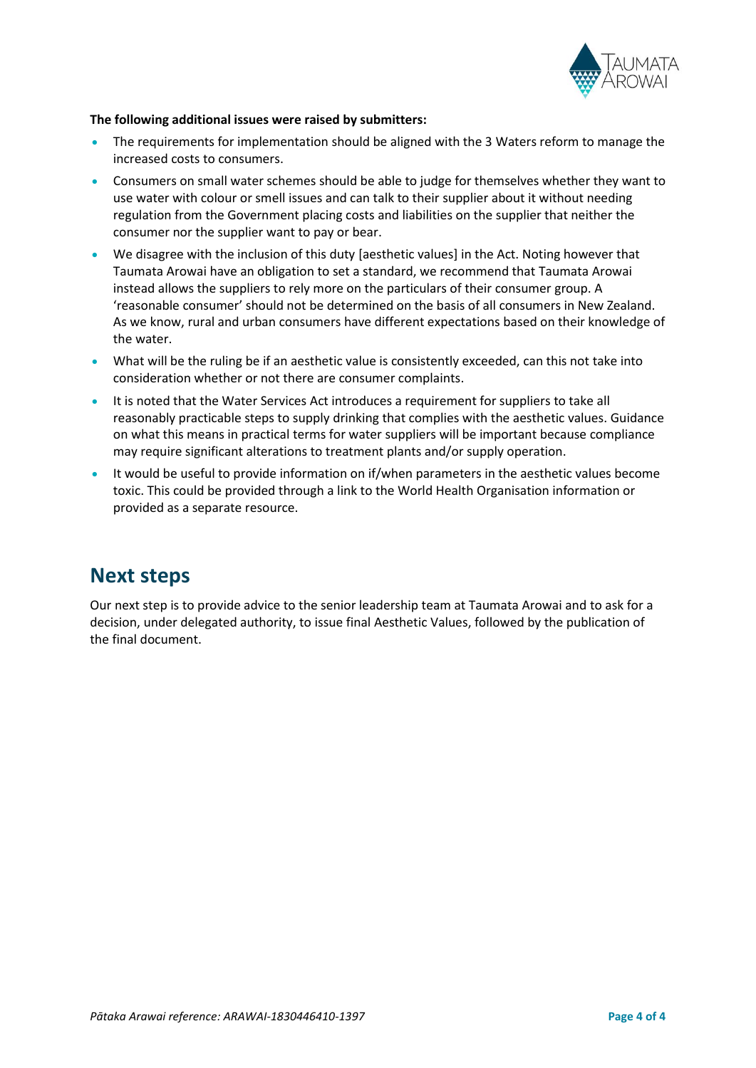**The following additional issues were raised by submitters:**

- The requirements for implementation should be aligned with the 3 Waters reform to manage the increased costs to consumers.
- Consumers on small water schemes should be able to judge for themselves whether they want to use water with colour or smell issues and can talk to their supplier about it without needing regulation from the Government placing costs and liabilities on the supplier that neither the consumer nor the supplier want to pay or bear.
- We disagree with the inclusion of this duty [aesthetic values] in the Act. Noting however that Taumata Arowai have an obligation to set a standard, we recommend that Taumata Arowai instead allows the suppliers to rely more on the particulars of their consumer group. A 'reasonable consumer' should not be determined on the basis of all consumers in New Zealand. As we know, rural and urban consumers have different expectations based on their knowledge of the water.
- What will be the ruling be if an aesthetic value is consistently exceeded, can this not take into consideration whether or not there are consumer complaints.
- It is noted that the Water Services Act introduces a requirement for suppliers to take all reasonably practicable steps to supply drinking that complies with the aesthetic values. Guidance on what this means in practical terms for water suppliers will be important because compliance may require significant alterations to treatment plants and/or supply operation.
- It would be useful to provide information on if/when parameters in the aesthetic values become toxic. This could be provided through a link to the World Health Organisation information or provided as a separate resource.

## Next steps

Our next step is to provide advice to the senior leadership team at Taumata Arowai and to ask for a decision, under delegated authority, to issue final Aesthetic Values, followed by the publication of the final document.

*Pātaka Arawai reference: ARAWAI-1830446410-1397*